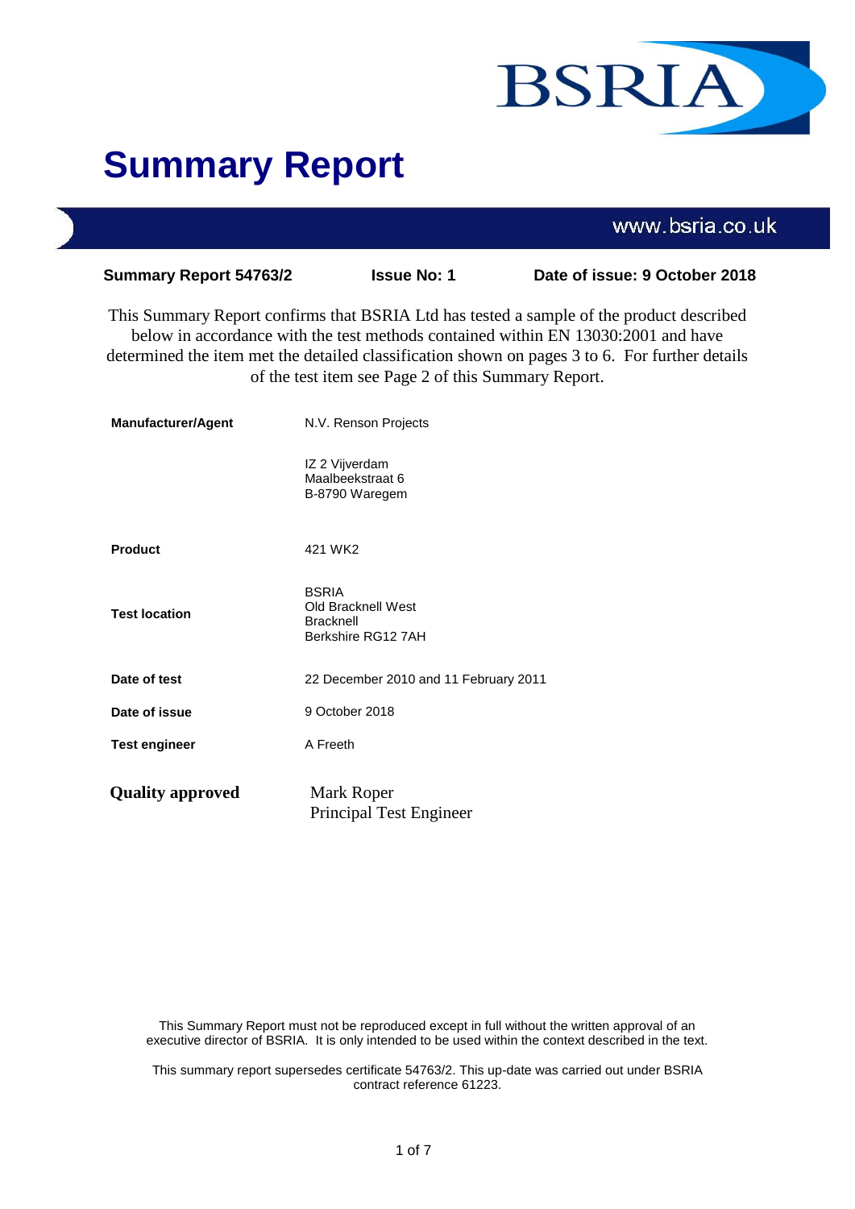# Summary Report

www.bsria.co.uk

**Summary Report 54763/2** **Issue No: 1** **Date of issue: 9 October 2018**

This Summary Report confirms that BSRIA Ltd has tested a sample of the product described below in accordance with the test methods contained within EN 13030:2001 and have determined the item met the detailed classification shown on pages 3 to 6. For further details of the test item see Page 2 of this Summary Report.

| | |
|---|---|
| **Manufacturer/Agent** | N.V. Renson Projects<br><br>IZ 2 Vijverdam<br>Maalbeekstraat 6<br>B-8790 Waregem |
| **Product** | 421 WK2 |
| **Test location** | BSRIA<br>Old Bracknell West<br>Bracknell<br>Berkshire RG12 7AH |
| **Date of test** | 22 December 2010 and 11 February 2011 |
| **Date of issue** | 9 October 2018 |
| **Test engineer** | A Freeth |
| **Quality approved** | Mark Roper<br>Principal Test Engineer |

This Summary Report must not be reproduced except in full without the written approval of an executive director of BSRIA. It is only intended to be used within the context described in the text.

This summary report supersedes certificate 54763/2. This up-date was carried out under BSRIA contract reference 61223.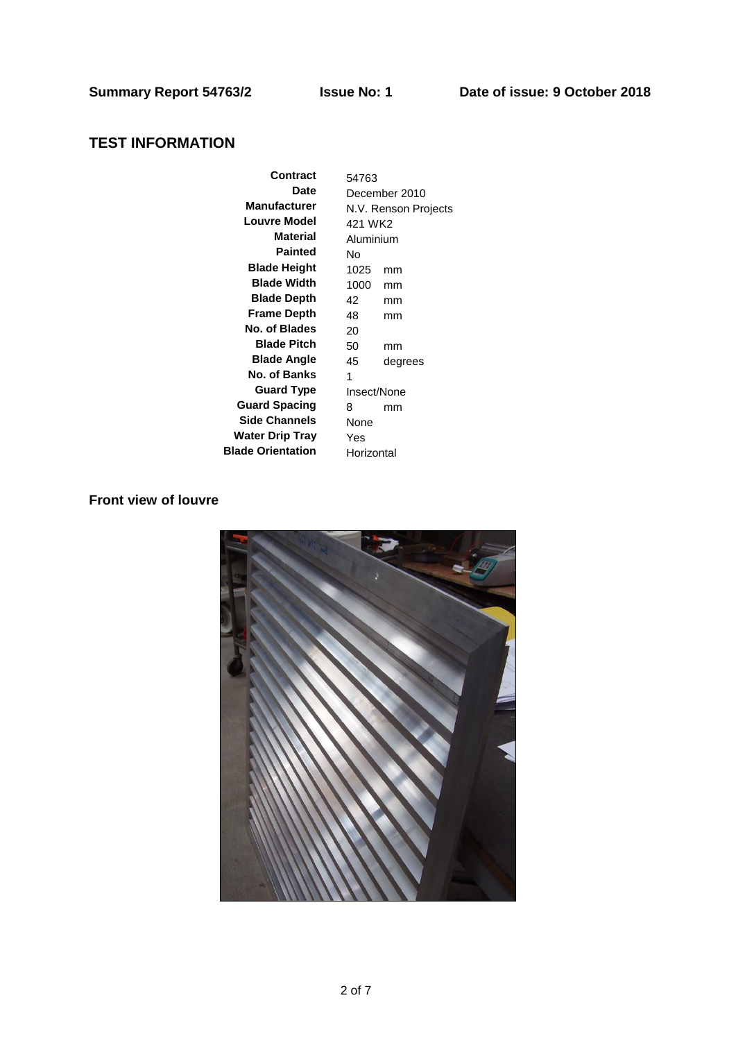**Summary Report 54763/2** **Issue No: 1** **Date of issue: 9 October 2018**

## TEST INFORMATION

| | |
|---|---|
| **Contract** | 54763 |
| **Date** | December 2010 |
| **Manufacturer** | N.V. Renson Projects |
| **Louvre Model** | 421 WK2 |
| **Material** | Aluminium |
| **Painted** | No |
| **Blade Height** | 1025 mm |
| **Blade Width** | 1000 mm |
| **Blade Depth** | 42 mm |
| **Frame Depth** | 48 mm |
| **No. of Blades** | 20 |
| **Blade Pitch** | 50 mm |
| **Blade Angle** | 45 degrees |
| **No. of Banks** | 1 |
| **Guard Type** | Insect/None |
| **Guard Spacing** | 8 mm |
| **Side Channels** | None |
| **Water Drip Tray** | Yes |
| **Blade Orientation** | Horizontal |

## Front view of louvre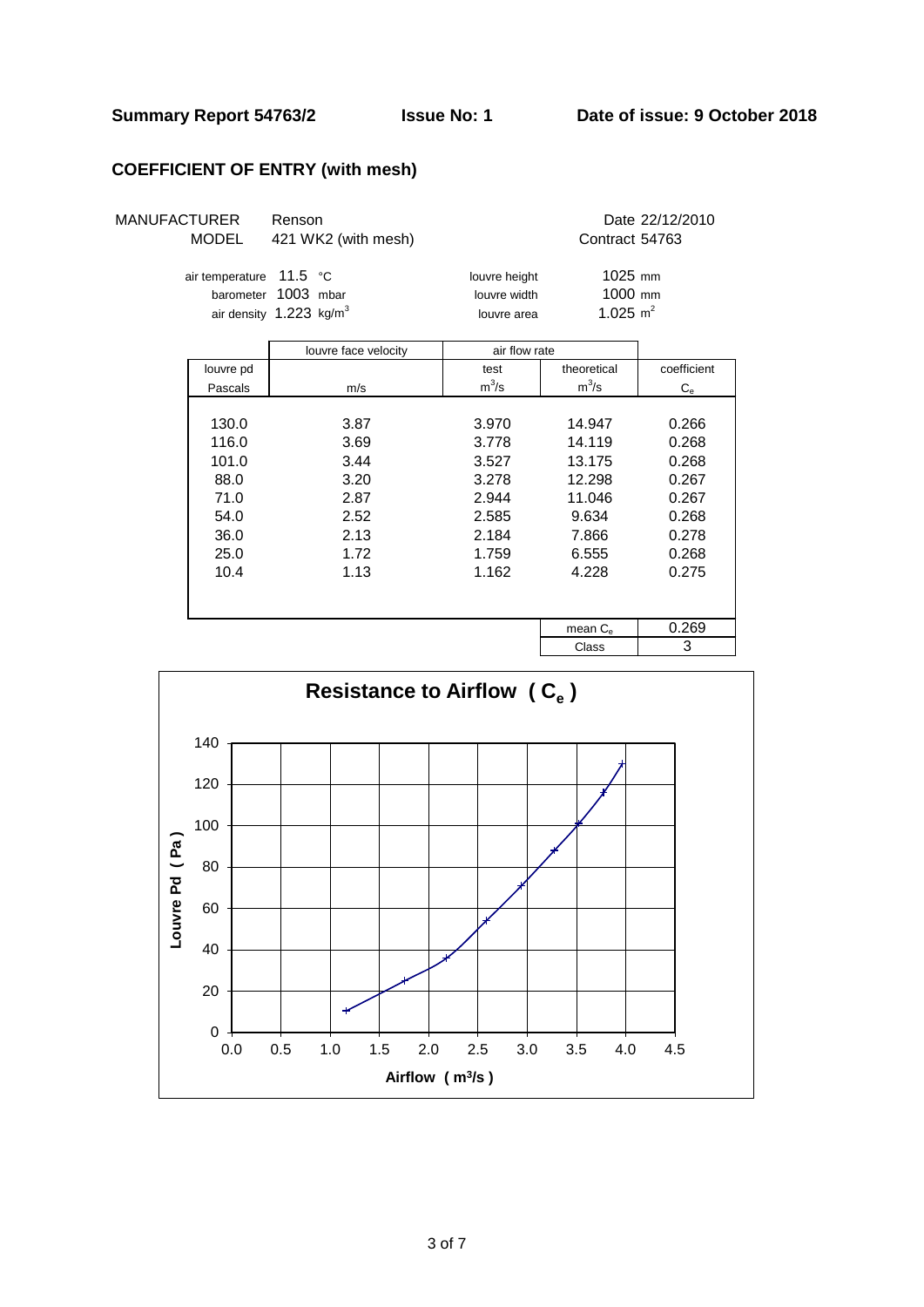Summary Report 54763/2 **Issue No: 1** **Date of issue: 9 October 2018**

## COEFFICIENT OF ENTRY (with mesh)

MANUFACTURER Renson
MODEL 421 WK2 (with mesh)

Date 22/12/2010
Contract 54763

air temperature 11.5 °C
barometer 1003 mbar
air density 1.223 $kg/m^3$

louvre height 1025 mm
louvre width 1000 mm
louvre area 1.025 $m^2$

| louvre pd | louvre face velocity | air flow rate | | coefficient |
|---|---|---|---|---|
| | | test | theoretical | |
| Pascals | m/s | $m^3/s$ | $m^3/s$ | $C_e$ |
| 130.0 | 3.87 | 3.970 | 14.947 | 0.266 |
| 116.0 | 3.69 | 3.778 | 14.119 | 0.268 |
| 101.0 | 3.44 | 3.527 | 13.175 | 0.268 |
| 88.0 | 3.20 | 3.278 | 12.298 | 0.267 |
| 71.0 | 2.87 | 2.944 | 11.046 | 0.267 |
| 54.0 | 2.52 | 2.585 | 9.634 | 0.268 |
| 36.0 | 2.13 | 2.184 | 7.866 | 0.278 |
| 25.0 | 1.72 | 1.759 | 6.555 | 0.268 |
| 10.4 | 1.13 | 1.162 | 4.228 | 0.275 |
| | | | mean $C_e$ | 0.269 |
| | | | Class | 3 |

**Resistance to Airflow ( $C_e$ )**

Louvre Pd ( Pa ) vs Airflow ( $m^3/s$ )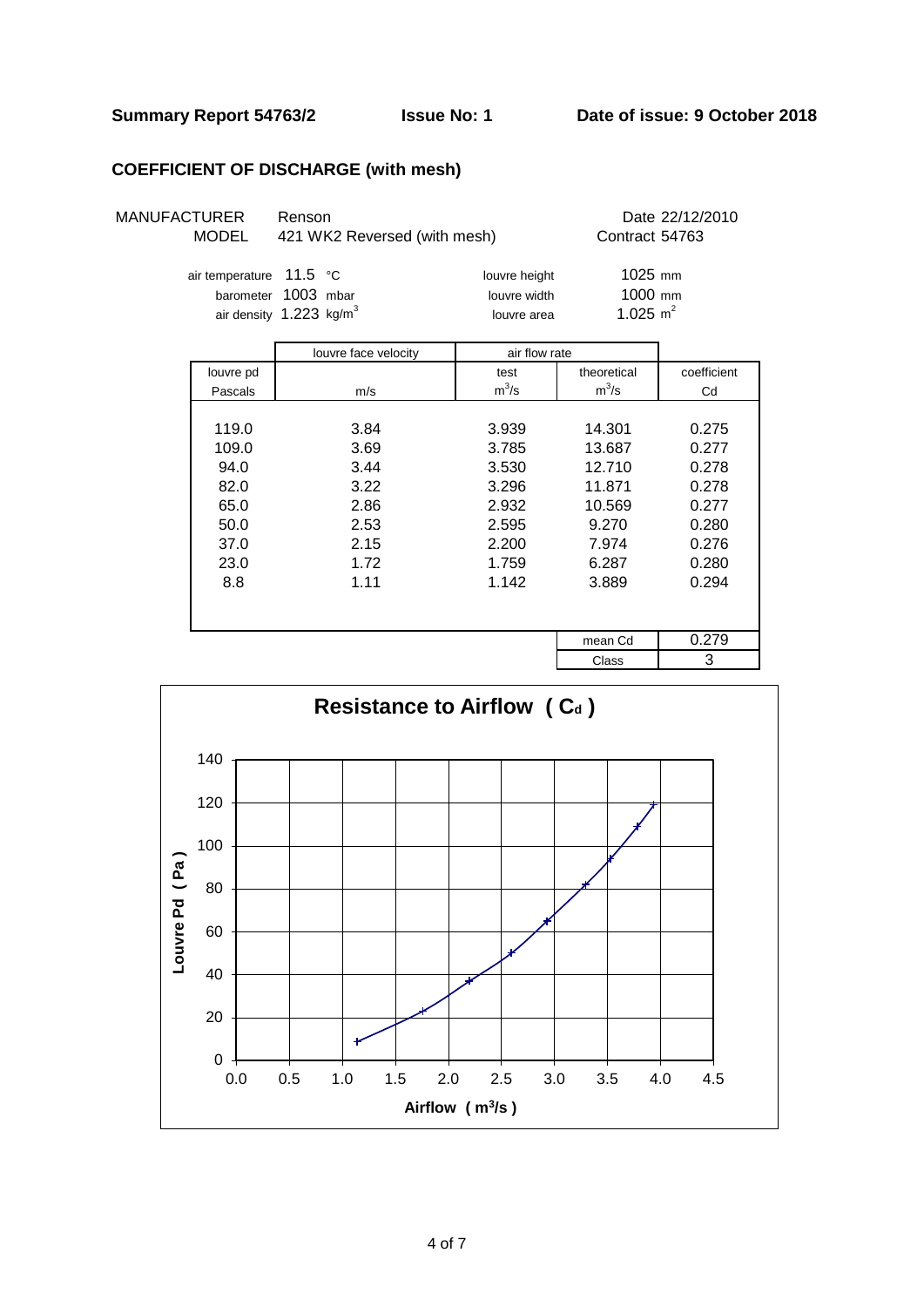**Summary Report 54763/2** **Issue No: 1** **Date of issue: 9 October 2018**

## COEFFICIENT OF DISCHARGE (with mesh)

MANUFACTURER Renson Date 22/12/2010
MODEL 421 WK2 Reversed (with mesh) Contract 54763

air temperature 11.5 °C
barometer 1003 mbar
air density 1.223 kg/m$^3$

louvre height 1025 mm
louvre width 1000 mm
louvre area 1.025 m$^2$

| louvre pd | louvre face velocity | air flow rate | | coefficient |
|---|---|---|---|---|
| | | test | theoretical | |
| Pascals | m/s | m$^3$/s | m$^3$/s | Cd |
| 119.0 | 3.84 | 3.939 | 14.301 | 0.275 |
| 109.0 | 3.69 | 3.785 | 13.687 | 0.277 |
| 94.0 | 3.44 | 3.530 | 12.710 | 0.278 |
| 82.0 | 3.22 | 3.296 | 11.871 | 0.278 |
| 65.0 | 2.86 | 2.932 | 10.569 | 0.277 |
| 50.0 | 2.53 | 2.595 | 9.270 | 0.280 |
| 37.0 | 2.15 | 2.200 | 7.974 | 0.276 |
| 23.0 | 1.72 | 1.759 | 6.287 | 0.280 |
| 8.8 | 1.11 | 1.142 | 3.889 | 0.294 |
| | | | mean Cd | 0.279 |
| | | | Class | 3 |

**Resistance to Airflow ( $C_d$ )**

(Chart: Louvre Pd (Pa) vs Airflow (m$^3$/s))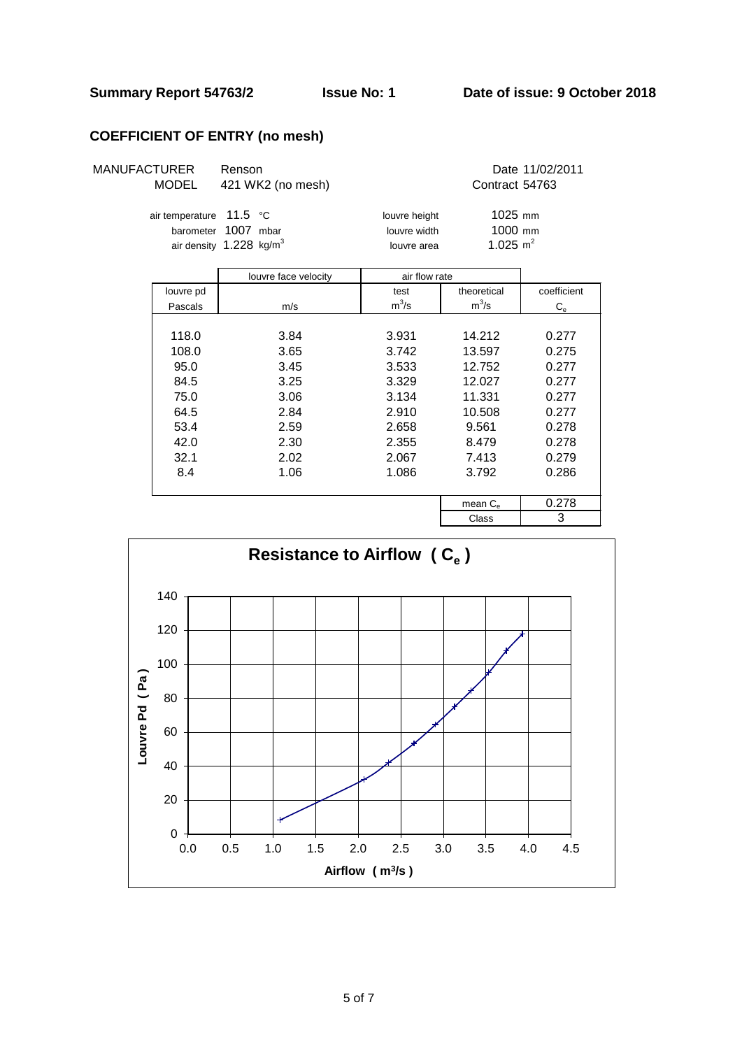**Summary Report 54763/2** **Issue No: 1** **Date of issue: 9 October 2018**

## COEFFICIENT OF ENTRY (no mesh)

MANUFACTURER Renson
MODEL 421 WK2 (no mesh)

Date 11/02/2011
Contract 54763

air temperature 11.5 °C
barometer 1007 mbar
air density 1.228 $kg/m^3$

louvre height 1025 mm
louvre width 1000 mm
louvre area 1.025 $m^2$

| louvre pd | louvre face velocity | air flow rate | | coefficient |
|---|---|---|---|---|
| Pascals | m/s | test $m^3/s$ | theoretical $m^3/s$ | $C_e$ |
| 118.0 | 3.84 | 3.931 | 14.212 | 0.277 |
| 108.0 | 3.65 | 3.742 | 13.597 | 0.275 |
| 95.0 | 3.45 | 3.533 | 12.752 | 0.277 |
| 84.5 | 3.25 | 3.329 | 12.027 | 0.277 |
| 75.0 | 3.06 | 3.134 | 11.331 | 0.277 |
| 64.5 | 2.84 | 2.910 | 10.508 | 0.277 |
| 53.4 | 2.59 | 2.658 | 9.561 | 0.278 |
| 42.0 | 2.30 | 2.355 | 8.479 | 0.278 |
| 32.1 | 2.02 | 2.067 | 7.413 | 0.279 |
| 8.4 | 1.06 | 1.086 | 3.792 | 0.286 |
| | | | mean $C_e$ | 0.278 |
| | | | Class | 3 |

**Resistance to Airflow ( $C_e$ )**

Louvre Pd ( Pa ) vs. Airflow ( $m^3/s$ )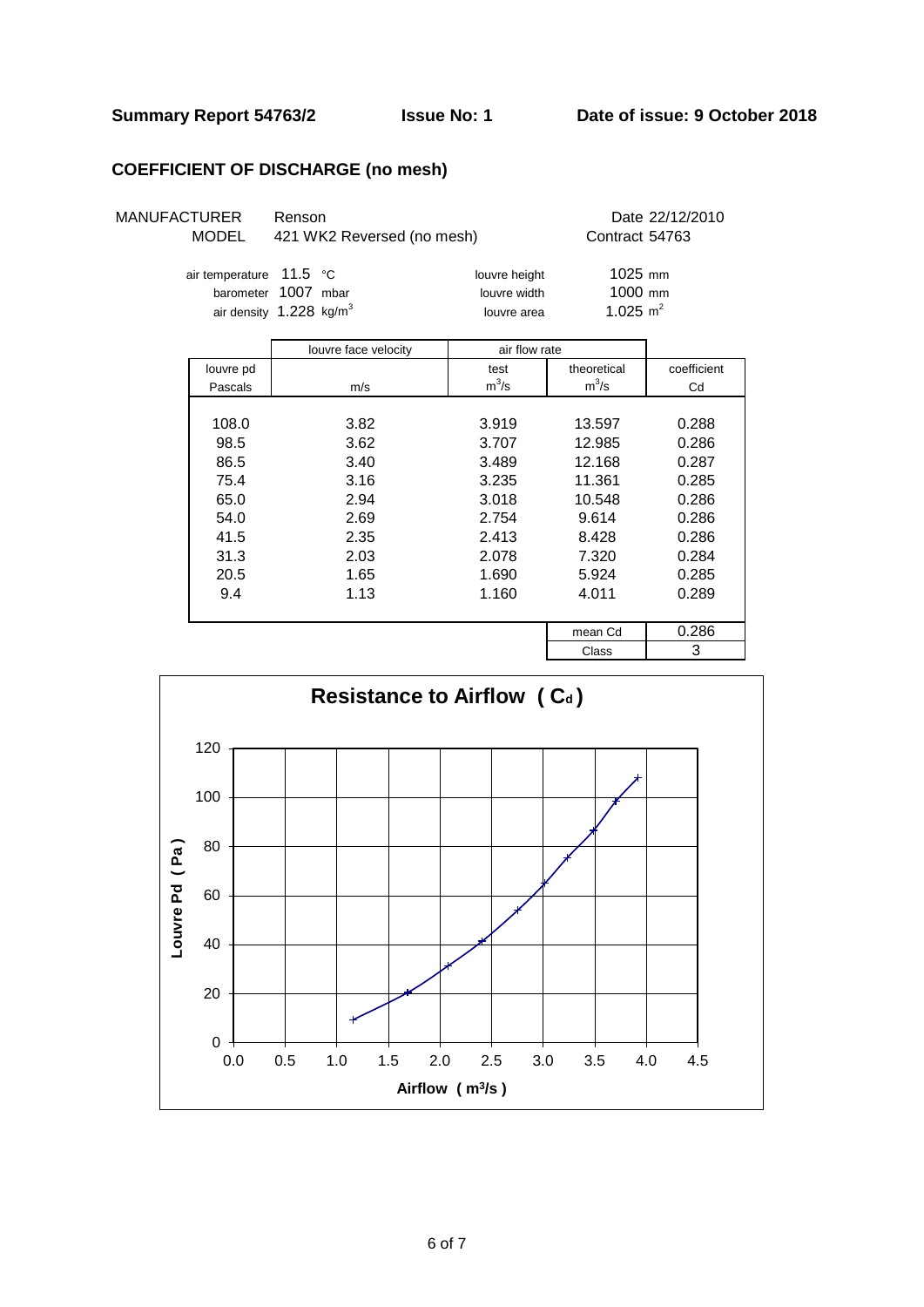**Summary Report 54763/2** **Issue No: 1** **Date of issue: 9 October 2018**

## COEFFICIENT OF DISCHARGE (no mesh)

MANUFACTURER Renson Date 22/12/2010

MODEL 421 WK2 Reversed (no mesh) Contract 54763

air temperature 11.5 °C

barometer 1007 mbar

air density 1.228 $kg/m^3$

louvre height 1025 mm

louvre width 1000 mm

louvre area 1.025 $m^2$

| louvre pd | louvre face velocity | air flow rate | | coefficient |
|---|---|---|---|---|
| Pascals | m/s | test $m^3/s$ | theoretical $m^3/s$ | Cd |
| 108.0 | 3.82 | 3.919 | 13.597 | 0.288 |
| 98.5 | 3.62 | 3.707 | 12.985 | 0.286 |
| 86.5 | 3.40 | 3.489 | 12.168 | 0.287 |
| 75.4 | 3.16 | 3.235 | 11.361 | 0.285 |
| 65.0 | 2.94 | 3.018 | 10.548 | 0.286 |
| 54.0 | 2.69 | 2.754 | 9.614 | 0.286 |
| 41.5 | 2.35 | 2.413 | 8.428 | 0.286 |
| 31.3 | 2.03 | 2.078 | 7.320 | 0.284 |
| 20.5 | 1.65 | 1.690 | 5.924 | 0.285 |
| 9.4 | 1.13 | 1.160 | 4.011 | 0.289 |
| | | | mean Cd | 0.286 |
| | | | Class | 3 |

**Resistance to Airflow ( $C_d$ )**

Louvre Pd ( Pa ) vs Airflow ( $m^3/s$ )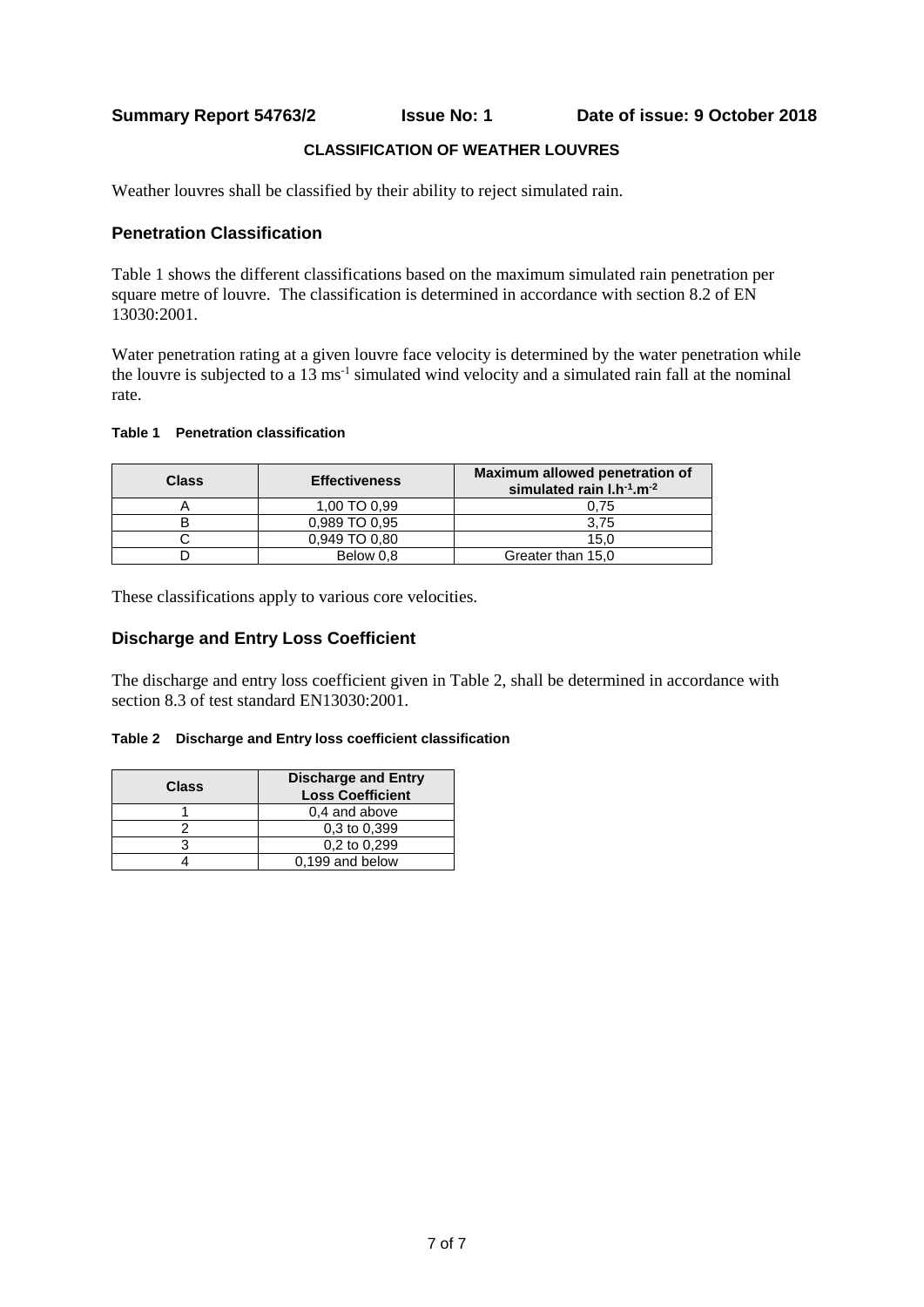**CLASSIFICATION OF WEATHER LOUVRES**

Weather louvres shall be classified by their ability to reject simulated rain.

## Penetration Classification

Table 1 shows the different classifications based on the maximum simulated rain penetration per square metre of louvre. The classification is determined in accordance with section 8.2 of EN 13030:2001.

Water penetration rating at a given louvre face velocity is determined by the water penetration while the louvre is subjected to a 13 $ms^{-1}$ simulated wind velocity and a simulated rain fall at the nominal rate.

**Table 1 Penetration classification**

| Class | Effectiveness | Maximum allowed penetration of simulated rain $l.h^{-1}.m^{-2}$ |
|---|---|---|
| A | 1,00 TO 0,99 | 0,75 |
| B | 0,989 TO 0,95 | 3,75 |
| C | 0,949 TO 0,80 | 15,0 |
| D | Below 0,8 | Greater than 15,0 |

These classifications apply to various core velocities.

## Discharge and Entry Loss Coefficient

The discharge and entry loss coefficient given in Table 2, shall be determined in accordance with section 8.3 of test standard EN13030:2001.

**Table 2 Discharge and Entry loss coefficient classification**

| Class | Discharge and Entry Loss Coefficient |
|---|---|
| 1 | 0,4 and above |
| 2 | 0,3 to 0,399 |
| 3 | 0,2 to 0,299 |
| 4 | 0,199 and below |